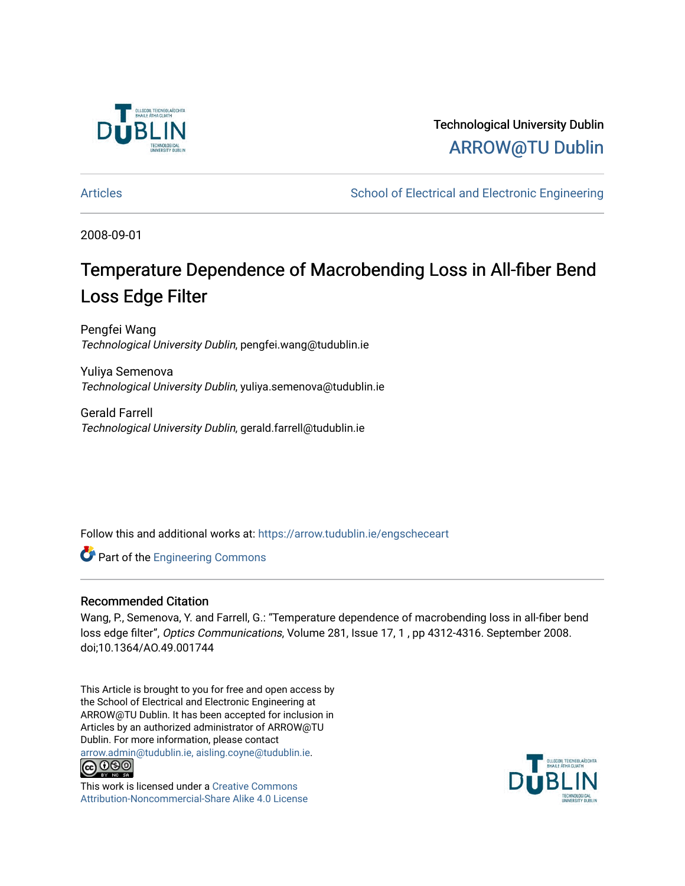Technological University Dublin

ARROW@TU Dublin

Articles

School of Electrical and Electronic Engineering

2008-09-01

# Temperature Dependence of Macrobending Loss in All-fiber Bend Loss Edge Filter

Pengfei Wang
*Technological University Dublin*, pengfei.wang@tudublin.ie

Yuliya Semenova
*Technological University Dublin*, yuliya.semenova@tudublin.ie

Gerald Farrell
*Technological University Dublin*, gerald.farrell@tudublin.ie

Follow this and additional works at: https://arrow.tudublin.ie/engscheceart

Part of the Engineering Commons

## Recommended Citation

Wang, P., Semenova, Y. and Farrell, G.: "Temperature dependence of macrobending loss in all-fiber bend loss edge filter", *Optics Communications*, Volume 281, Issue 17, 1 , pp 4312-4316. September 2008. doi;10.1364/AO.49.001744

This Article is brought to you for free and open access by the School of Electrical and Electronic Engineering at ARROW@TU Dublin. It has been accepted for inclusion in Articles by an authorized administrator of ARROW@TU Dublin. For more information, please contact arrow.admin@tudublin.ie, aisling.coyne@tudublin.ie.

This work is licensed under a Creative Commons Attribution-Noncommercial-Share Alike 4.0 License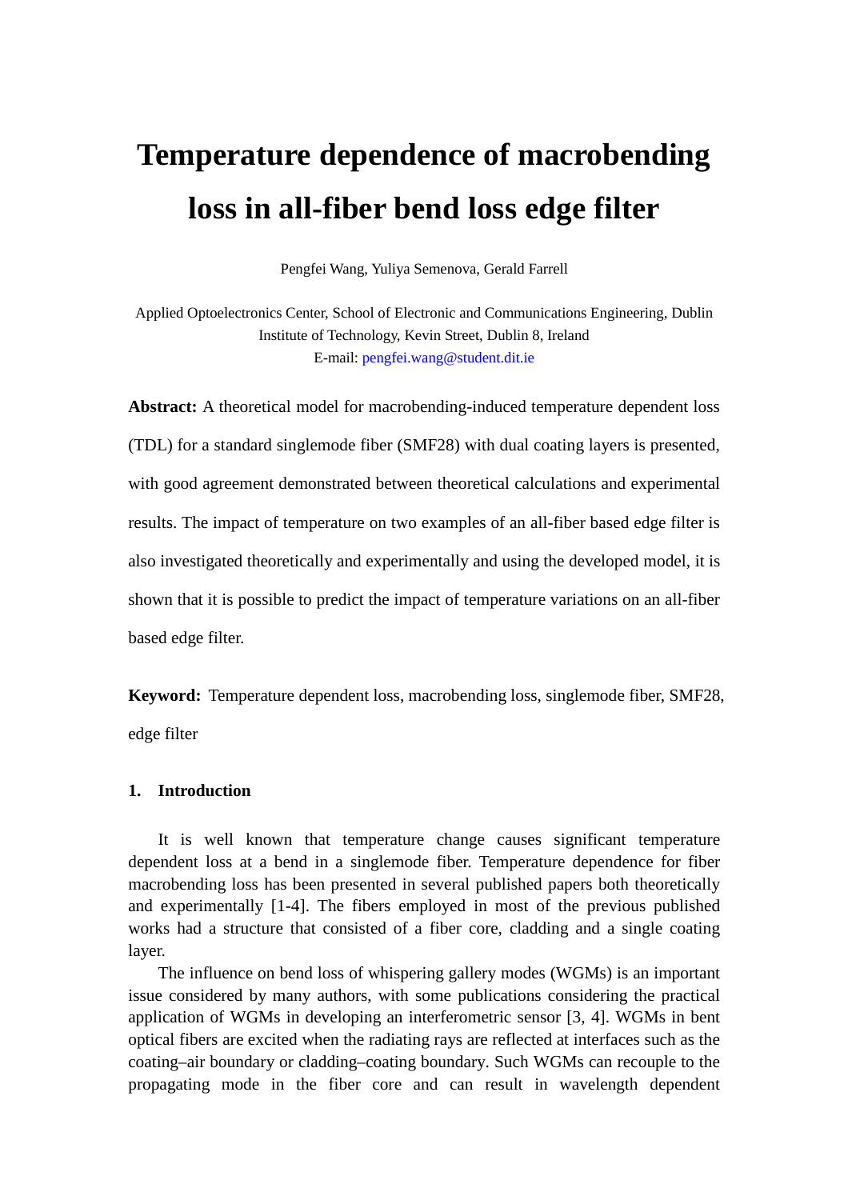// Temperature dependence of macrobending loss in all-fiber bend loss edge filter

# Temperature dependence of macrobending loss in all-fiber bend loss edge filter

Pengfei Wang, Yuliya Semenova, Gerald Farrell

Applied Optoelectronics Center, School of Electronic and Communications Engineering, Dublin Institute of Technology, Kevin Street, Dublin 8, Ireland
E-mail: pengfei.wang@student.dit.ie

**Abstract:** A theoretical model for macrobending-induced temperature dependent loss (TDL) for a standard singlemode fiber (SMF28) with dual coating layers is presented, with good agreement demonstrated between theoretical calculations and experimental results. The impact of temperature on two examples of an all-fiber based edge filter is also investigated theoretically and experimentally and using the developed model, it is shown that it is possible to predict the impact of temperature variations on an all-fiber based edge filter.

**Keyword:** Temperature dependent loss, macrobending loss, singlemode fiber, SMF28, edge filter

## 1. Introduction

It is well known that temperature change causes significant temperature dependent loss at a bend in a singlemode fiber. Temperature dependence for fiber macrobending loss has been presented in several published papers both theoretically and experimentally [1-4]. The fibers employed in most of the previous published works had a structure that consisted of a fiber core, cladding and a single coating layer.

The influence on bend loss of whispering gallery modes (WGMs) is an important issue considered by many authors, with some publications considering the practical application of WGMs in developing an interferometric sensor [3, 4]. WGMs in bent optical fibers are excited when the radiating rays are reflected at interfaces such as the coating–air boundary or cladding–coating boundary. Such WGMs can recouple to the propagating mode in the fiber core and can result in wavelength dependent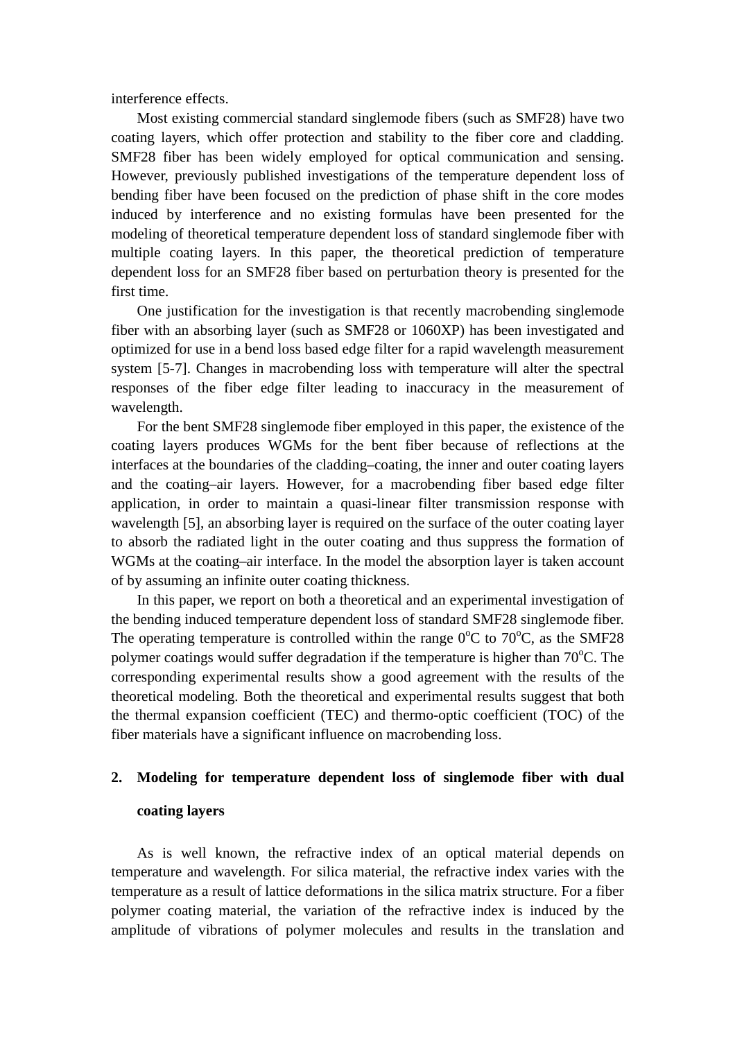interference effects.

Most existing commercial standard singlemode fibers (such as SMF28) have two coating layers, which offer protection and stability to the fiber core and cladding. SMF28 fiber has been widely employed for optical communication and sensing. However, previously published investigations of the temperature dependent loss of bending fiber have been focused on the prediction of phase shift in the core modes induced by interference and no existing formulas have been presented for the modeling of theoretical temperature dependent loss of standard singlemode fiber with multiple coating layers. In this paper, the theoretical prediction of temperature dependent loss for an SMF28 fiber based on perturbation theory is presented for the first time.

One justification for the investigation is that recently macrobending singlemode fiber with an absorbing layer (such as SMF28 or 1060XP) has been investigated and optimized for use in a bend loss based edge filter for a rapid wavelength measurement system [5-7]. Changes in macrobending loss with temperature will alter the spectral responses of the fiber edge filter leading to inaccuracy in the measurement of wavelength.

For the bent SMF28 singlemode fiber employed in this paper, the existence of the coating layers produces WGMs for the bent fiber because of reflections at the interfaces at the boundaries of the cladding–coating, the inner and outer coating layers and the coating–air layers. However, for a macrobending fiber based edge filter application, in order to maintain a quasi-linear filter transmission response with wavelength [5], an absorbing layer is required on the surface of the outer coating layer to absorb the radiated light in the outer coating and thus suppress the formation of WGMs at the coating–air interface. In the model the absorption layer is taken account of by assuming an infinite outer coating thickness.

In this paper, we report on both a theoretical and an experimental investigation of the bending induced temperature dependent loss of standard SMF28 singlemode fiber. The operating temperature is controlled within the range $0^{o}$C to $70^{o}$C, as the SMF28 polymer coatings would suffer degradation if the temperature is higher than $70^{o}$C. The corresponding experimental results show a good agreement with the results of the theoretical modeling. Both the theoretical and experimental results suggest that both the thermal expansion coefficient (TEC) and thermo-optic coefficient (TOC) of the fiber materials have a significant influence on macrobending loss.

## 2. Modeling for temperature dependent loss of singlemode fiber with dual coating layers

As is well known, the refractive index of an optical material depends on temperature and wavelength. For silica material, the refractive index varies with the temperature as a result of lattice deformations in the silica matrix structure. For a fiber polymer coating material, the variation of the refractive index is induced by the amplitude of vibrations of polymer molecules and results in the translation and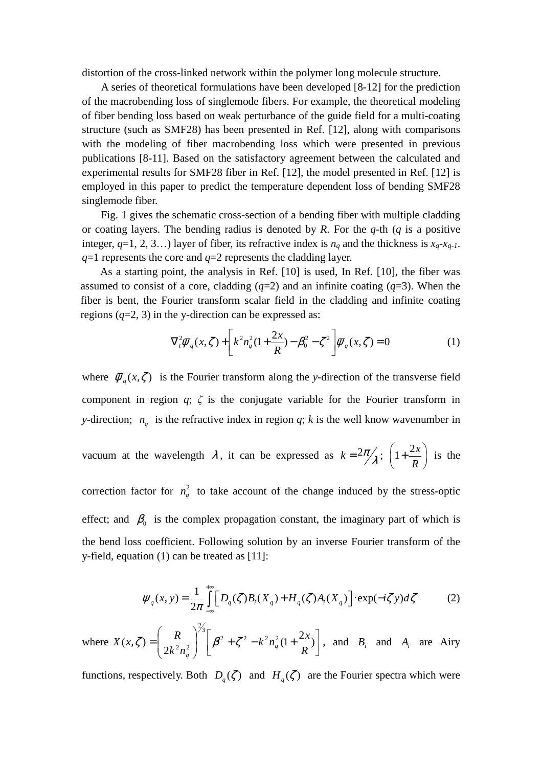distortion of the cross-linked network within the polymer long molecule structure.

A series of theoretical formulations have been developed [8-12] for the prediction of the macrobending loss of singlemode fibers. For example, the theoretical modeling of fiber bending loss based on weak perturbance of the guide field for a multi-coating structure (such as SMF28) has been presented in Ref. [12], along with comparisons with the modeling of fiber macrobending loss which were presented in previous publications [8-11]. Based on the satisfactory agreement between the calculated and experimental results for SMF28 fiber in Ref. [12], the model presented in Ref. [12] is employed in this paper to predict the temperature dependent loss of bending SMF28 singlemode fiber.

Fig. 1 gives the schematic cross-section of a bending fiber with multiple cladding or coating layers. The bending radius is denoted by *R*. For the *q*-th (*q* is a positive integer, *q*=1, 2, 3…) layer of fiber, its refractive index is $n_q$ and the thickness is $x_q$-$x_{q-1}$. *q*=1 represents the core and *q*=2 represents the cladding layer.

As a starting point, the analysis in Ref. [10] is used, In Ref. [10], the fiber was assumed to consist of a core, cladding (*q*=2) and an infinite coating (*q*=3). When the fiber is bent, the Fourier transform scalar field in the cladding and infinite coating regions (*q*=2, 3) in the y-direction can be expressed as:

$$\nabla_t^2 \overline{\psi}_q(x,\zeta) + \left[ k^2 n_q^2 (1 + \frac{2x}{R}) - \beta_0^2 - \zeta^2 \right] \overline{\psi}_q(x,\zeta) = 0 \tag{1}$$

where $\overline{\psi}_q(x,\zeta)$ is the Fourier transform along the *y*-direction of the transverse field component in region *q*; $\zeta$ is the conjugate variable for the Fourier transform in *y*-direction; $n_q$ is the refractive index in region *q*; *k* is the well know wavenumber in vacuum at the wavelength $\lambda$, it can be expressed as $k = 2\pi/\lambda$; $\left(1 + \frac{2x}{R}\right)$ is the correction factor for $n_q^2$ to take account of the change induced by the stress-optic effect; and $\beta_0$ is the complex propagation constant, the imaginary part of which is the bend loss coefficient. Following solution by an inverse Fourier transform of the y-field, equation (1) can be treated as [11]:

$$\psi_q(x,y) = \frac{1}{2\pi} \int_{-\infty}^{+\infty} \left[ D_q(\zeta) B_i(X_q) + H_q(\zeta) A_i(X_q) \right] \cdot \exp(-i\zeta y) d\zeta \tag{2}$$

where $X(x,\zeta) = \left( \frac{R}{2k^2 n_q^2} \right)^{2/3} \left[ \beta^2 + \zeta^2 - k^2 n_q^2 (1 + \frac{2x}{R}) \right]$, and $B_i$ and $A_i$ are Airy functions, respectively. Both $D_q(\zeta)$ and $H_q(\zeta)$ are the Fourier spectra which were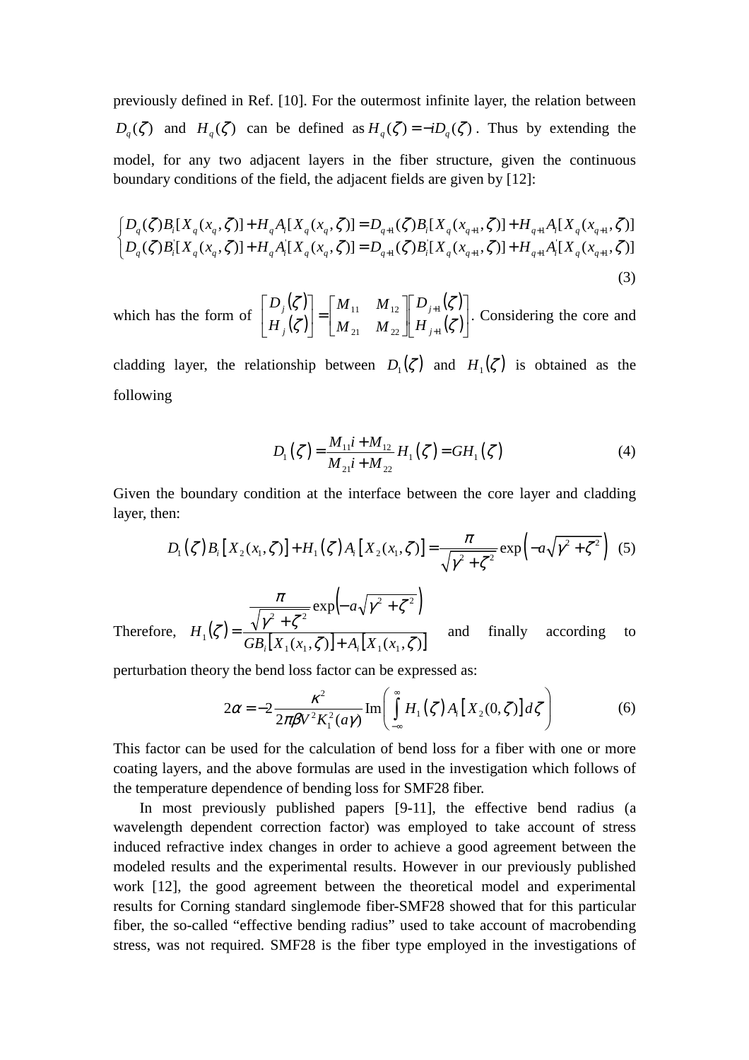previously defined in Ref. [10]. For the outermost infinite layer, the relation between $D_q(\zeta)$ and $H_q(\zeta)$ can be defined as $H_q(\zeta) = -iD_q(\zeta)$. Thus by extending the model, for any two adjacent layers in the fiber structure, given the continuous boundary conditions of the field, the adjacent fields are given by [12]:

$$\begin{cases} D_q(\zeta)B_i[X_q(x_q,\zeta)] + H_q A_i[X_q(x_q,\zeta)] = D_{q+1}(\zeta)B_i[X_q(x_{q+1},\zeta)] + H_{q+1}A_i[X_q(x_{q+1},\zeta)] \\ D_q(\zeta)B_i^{'}[X_q(x_q,\zeta)] + H_q A_i^{'}[X_q(x_q,\zeta)] = D_{q+1}(\zeta)B_i^{'}[X_q(x_{q+1},\zeta)] + H_{q+1}A_i^{'}[X_q(x_{q+1},\zeta)] \end{cases} \tag{3}$$

which has the form of $\begin{bmatrix} D_j(\zeta) \\ H_j(\zeta) \end{bmatrix} = \begin{bmatrix} M_{11} & M_{12} \\ M_{21} & M_{22} \end{bmatrix} \begin{bmatrix} D_{j+1}(\zeta) \\ H_{j+1}(\zeta) \end{bmatrix}$. Considering the core and cladding layer, the relationship between $D_1(\zeta)$ and $H_1(\zeta)$ is obtained as the following

$$D_1(\zeta) = \frac{M_{11}i + M_{12}}{M_{21}i + M_{22}} H_1(\zeta) = GH_1(\zeta) \tag{4}$$

Given the boundary condition at the interface between the core layer and cladding layer, then:

$$D_1(\zeta)B_i[X_2(x_1,\zeta)] + H_1(\zeta)A_i[X_2(x_1,\zeta)] = \frac{\pi}{\sqrt{\gamma^2+\zeta^2}} \exp\left(-a\sqrt{\gamma^2+\zeta^2}\right) \tag{5}$$

Therefore, $H_1(\zeta) = \dfrac{\dfrac{\pi}{\sqrt{\gamma^2+\zeta^2}} \exp\left(-a\sqrt{\gamma^2+\zeta^2}\right)}{GB_i[X_1(x_1,\zeta)] + A_i[X_1(x_1,\zeta)]}$ and finally according to perturbation theory the bend loss factor can be expressed as:

$$2\alpha = -2\frac{\kappa^2}{2\pi\beta V^2 K_1^2(a\gamma)} \mathrm{Im}\left( \int_{-\infty}^{\infty} H_1(\zeta) A_i[X_2(0,\zeta)] d\zeta \right) \tag{6}$$

This factor can be used for the calculation of bend loss for a fiber with one or more coating layers, and the above formulas are used in the investigation which follows of the temperature dependence of bending loss for SMF28 fiber.

In most previously published papers [9-11], the effective bend radius (a wavelength dependent correction factor) was employed to take account of stress induced refractive index changes in order to achieve a good agreement between the modeled results and the experimental results. However in our previously published work [12], the good agreement between the theoretical model and experimental results for Corning standard singlemode fiber-SMF28 showed that for this particular fiber, the so-called "effective bending radius" used to take account of macrobending stress, was not required. SMF28 is the fiber type employed in the investigations of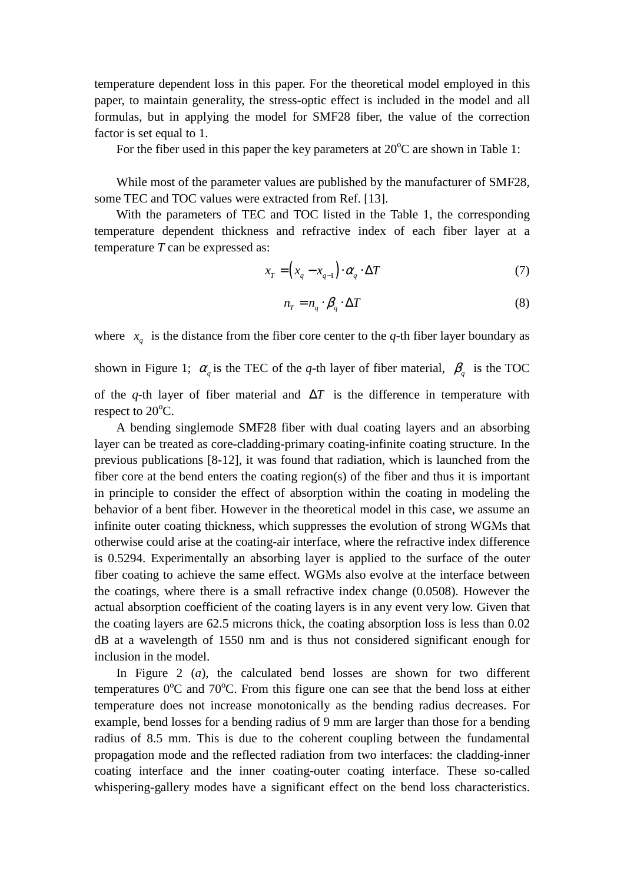temperature dependent loss in this paper. For the theoretical model employed in this paper, to maintain generality, the stress-optic effect is included in the model and all formulas, but in applying the model for SMF28 fiber, the value of the correction factor is set equal to 1.

For the fiber used in this paper the key parameters at 20$^o$C are shown in Table 1:

While most of the parameter values are published by the manufacturer of SMF28, some TEC and TOC values were extracted from Ref. [13].

With the parameters of TEC and TOC listed in the Table 1, the corresponding temperature dependent thickness and refractive index of each fiber layer at a temperature $T$ can be expressed as:

$$x_T = \left(x_q - x_{q-1}\right) \cdot \alpha_q \cdot \Delta T \tag{7}$$

$$n_T = n_q \cdot \beta_q \cdot \Delta T \tag{8}$$

where $x_q$ is the distance from the fiber core center to the $q$-th fiber layer boundary as shown in Figure 1; $\alpha_q$ is the TEC of the $q$-th layer of fiber material, $\beta_q$ is the TOC of the $q$-th layer of fiber material and $\Delta T$ is the difference in temperature with respect to 20$^o$C.

A bending singlemode SMF28 fiber with dual coating layers and an absorbing layer can be treated as core-cladding-primary coating-infinite coating structure. In the previous publications [8-12], it was found that radiation, which is launched from the fiber core at the bend enters the coating region(s) of the fiber and thus it is important in principle to consider the effect of absorption within the coating in modeling the behavior of a bent fiber. However in the theoretical model in this case, we assume an infinite outer coating thickness, which suppresses the evolution of strong WGMs that otherwise could arise at the coating-air interface, where the refractive index difference is 0.5294. Experimentally an absorbing layer is applied to the surface of the outer fiber coating to achieve the same effect. WGMs also evolve at the interface between the coatings, where there is a small refractive index change (0.0508). However the actual absorption coefficient of the coating layers is in any event very low. Given that the coating layers are 62.5 microns thick, the coating absorption loss is less than 0.02 dB at a wavelength of 1550 nm and is thus not considered significant enough for inclusion in the model.

In Figure 2 (*a*), the calculated bend losses are shown for two different temperatures 0$^o$C and 70$^o$C. From this figure one can see that the bend loss at either temperature does not increase monotonically as the bending radius decreases. For example, bend losses for a bending radius of 9 mm are larger than those for a bending radius of 8.5 mm. This is due to the coherent coupling between the fundamental propagation mode and the reflected radiation from two interfaces: the cladding-inner coating interface and the inner coating-outer coating interface. These so-called whispering-gallery modes have a significant effect on the bend loss characteristics.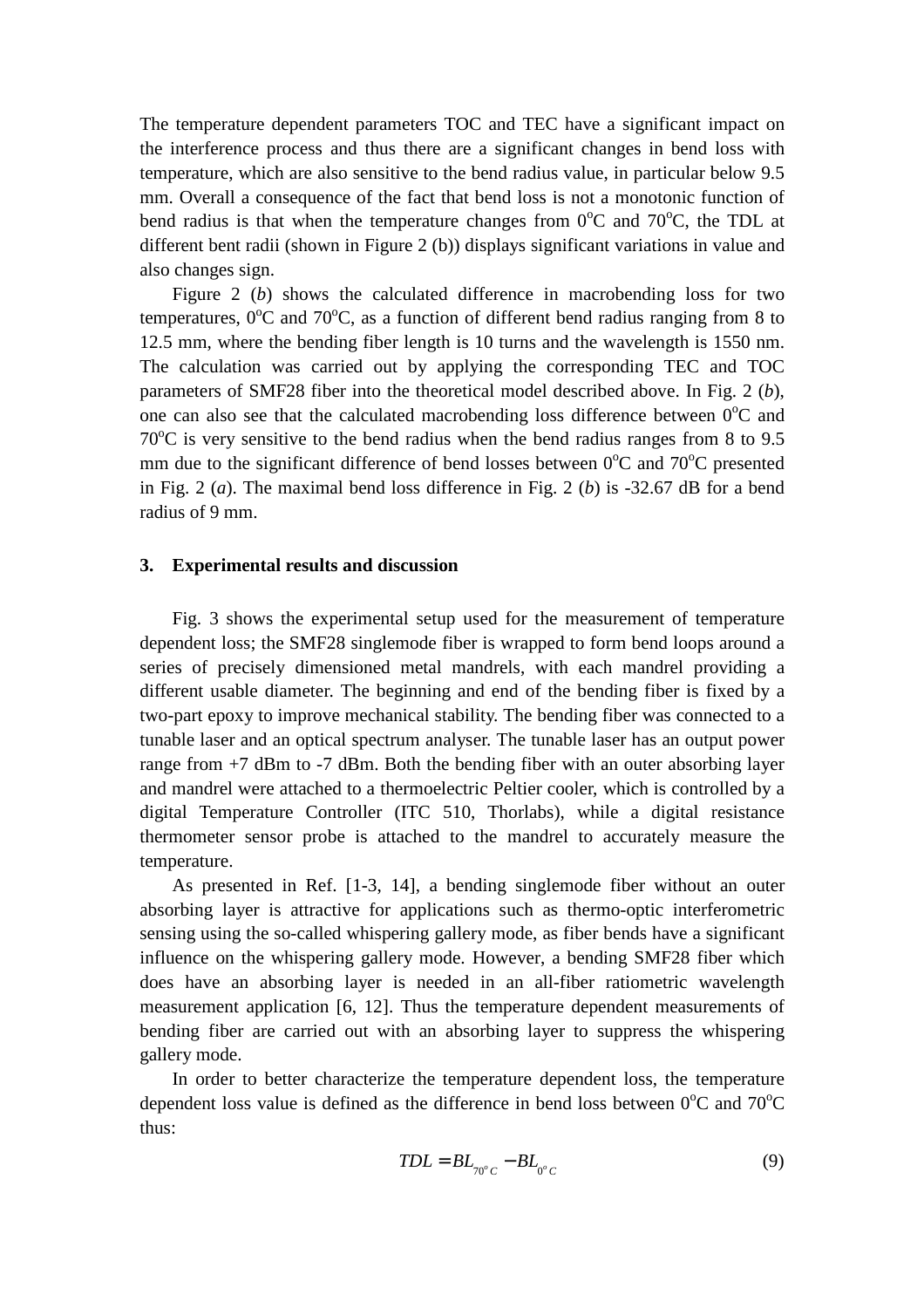The temperature dependent parameters TOC and TEC have a significant impact on the interference process and thus there are a significant changes in bend loss with temperature, which are also sensitive to the bend radius value, in particular below 9.5 mm. Overall a consequence of the fact that bend loss is not a monotonic function of bend radius is that when the temperature changes from $0^oC$ and $70^oC$, the TDL at different bent radii (shown in Figure 2 (b)) displays significant variations in value and also changes sign.

Figure 2 (*b*) shows the calculated difference in macrobending loss for two temperatures, $0^oC$ and $70^oC$, as a function of different bend radius ranging from 8 to 12.5 mm, where the bending fiber length is 10 turns and the wavelength is 1550 nm. The calculation was carried out by applying the corresponding TEC and TOC parameters of SMF28 fiber into the theoretical model described above. In Fig. 2 (*b*), one can also see that the calculated macrobending loss difference between $0^oC$ and $70^oC$ is very sensitive to the bend radius when the bend radius ranges from 8 to 9.5 mm due to the significant difference of bend losses between $0^oC$ and $70^oC$ presented in Fig. 2 (*a*). The maximal bend loss difference in Fig. 2 (*b*) is -32.67 dB for a bend radius of 9 mm.

## 3. Experimental results and discussion

Fig. 3 shows the experimental setup used for the measurement of temperature dependent loss; the SMF28 singlemode fiber is wrapped to form bend loops around a series of precisely dimensioned metal mandrels, with each mandrel providing a different usable diameter. The beginning and end of the bending fiber is fixed by a two-part epoxy to improve mechanical stability. The bending fiber was connected to a tunable laser and an optical spectrum analyser. The tunable laser has an output power range from +7 dBm to -7 dBm. Both the bending fiber with an outer absorbing layer and mandrel were attached to a thermoelectric Peltier cooler, which is controlled by a digital Temperature Controller (ITC 510, Thorlabs), while a digital resistance thermometer sensor probe is attached to the mandrel to accurately measure the temperature.

As presented in Ref. [1-3, 14], a bending singlemode fiber without an outer absorbing layer is attractive for applications such as thermo-optic interferometric sensing using the so-called whispering gallery mode, as fiber bends have a significant influence on the whispering gallery mode. However, a bending SMF28 fiber which does have an absorbing layer is needed in an all-fiber ratiometric wavelength measurement application [6, 12]. Thus the temperature dependent measurements of bending fiber are carried out with an absorbing layer to suppress the whispering gallery mode.

In order to better characterize the temperature dependent loss, the temperature dependent loss value is defined as the difference in bend loss between $0^oC$ and $70^oC$ thus:

$$TDL = BL_{70^oC} - BL_{0^oC} \tag{9}$$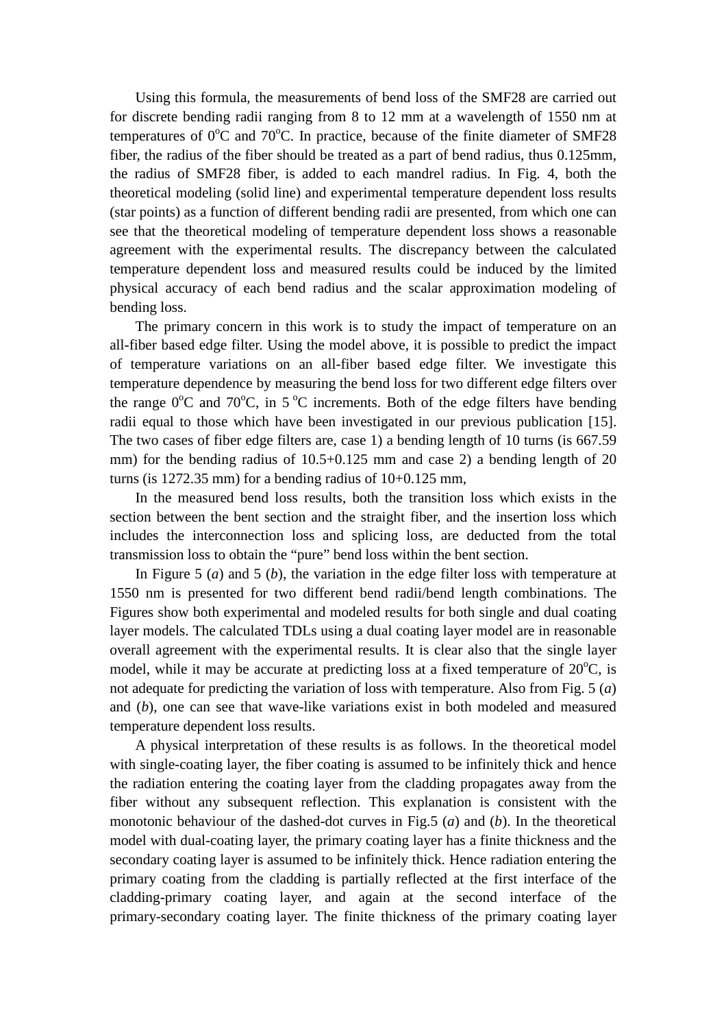Using this formula, the measurements of bend loss of the SMF28 are carried out for discrete bending radii ranging from 8 to 12 mm at a wavelength of 1550 nm at temperatures of $0^{o}$C and $70^{o}$C. In practice, because of the finite diameter of SMF28 fiber, the radius of the fiber should be treated as a part of bend radius, thus 0.125mm, the radius of SMF28 fiber, is added to each mandrel radius. In Fig. 4, both the theoretical modeling (solid line) and experimental temperature dependent loss results (star points) as a function of different bending radii are presented, from which one can see that the theoretical modeling of temperature dependent loss shows a reasonable agreement with the experimental results. The discrepancy between the calculated temperature dependent loss and measured results could be induced by the limited physical accuracy of each bend radius and the scalar approximation modeling of bending loss.

The primary concern in this work is to study the impact of temperature on an all-fiber based edge filter. Using the model above, it is possible to predict the impact of temperature variations on an all-fiber based edge filter. We investigate this temperature dependence by measuring the bend loss for two different edge filters over the range $0^{o}$C and $70^{o}$C, in 5 $^{o}$C increments. Both of the edge filters have bending radii equal to those which have been investigated in our previous publication [15]. The two cases of fiber edge filters are, case 1) a bending length of 10 turns (is 667.59 mm) for the bending radius of 10.5+0.125 mm and case 2) a bending length of 20 turns (is 1272.35 mm) for a bending radius of 10+0.125 mm,

In the measured bend loss results, both the transition loss which exists in the section between the bent section and the straight fiber, and the insertion loss which includes the interconnection loss and splicing loss, are deducted from the total transmission loss to obtain the "pure" bend loss within the bent section.

In Figure 5 (*a*) and 5 (*b*), the variation in the edge filter loss with temperature at 1550 nm is presented for two different bend radii/bend length combinations. The Figures show both experimental and modeled results for both single and dual coating layer models. The calculated TDLs using a dual coating layer model are in reasonable overall agreement with the experimental results. It is clear also that the single layer model, while it may be accurate at predicting loss at a fixed temperature of $20^{o}$C, is not adequate for predicting the variation of loss with temperature. Also from Fig. 5 (*a*) and (*b*), one can see that wave-like variations exist in both modeled and measured temperature dependent loss results.

A physical interpretation of these results is as follows. In the theoretical model with single-coating layer, the fiber coating is assumed to be infinitely thick and hence the radiation entering the coating layer from the cladding propagates away from the fiber without any subsequent reflection. This explanation is consistent with the monotonic behaviour of the dashed-dot curves in Fig.5 (*a*) and (*b*). In the theoretical model with dual-coating layer, the primary coating layer has a finite thickness and the secondary coating layer is assumed to be infinitely thick. Hence radiation entering the primary coating from the cladding is partially reflected at the first interface of the cladding-primary coating layer, and again at the second interface of the primary-secondary coating layer. The finite thickness of the primary coating layer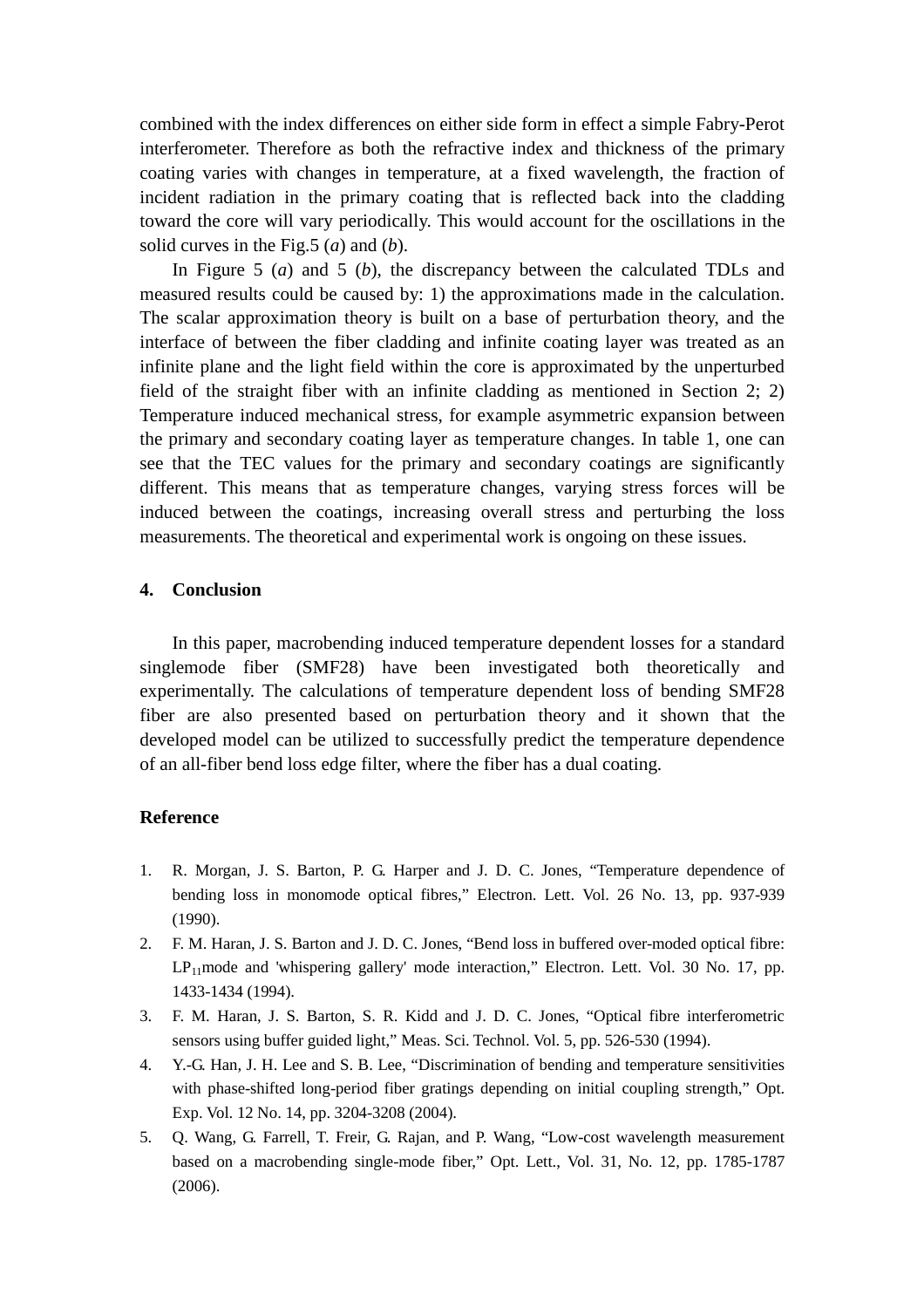combined with the index differences on either side form in effect a simple Fabry-Perot interferometer. Therefore as both the refractive index and thickness of the primary coating varies with changes in temperature, at a fixed wavelength, the fraction of incident radiation in the primary coating that is reflected back into the cladding toward the core will vary periodically. This would account for the oscillations in the solid curves in the Fig.5 (*a*) and (*b*).

In Figure 5 (*a*) and 5 (*b*), the discrepancy between the calculated TDLs and measured results could be caused by: 1) the approximations made in the calculation. The scalar approximation theory is built on a base of perturbation theory, and the interface of between the fiber cladding and infinite coating layer was treated as an infinite plane and the light field within the core is approximated by the unperturbed field of the straight fiber with an infinite cladding as mentioned in Section 2; 2) Temperature induced mechanical stress, for example asymmetric expansion between the primary and secondary coating layer as temperature changes. In table 1, one can see that the TEC values for the primary and secondary coatings are significantly different. This means that as temperature changes, varying stress forces will be induced between the coatings, increasing overall stress and perturbing the loss measurements. The theoretical and experimental work is ongoing on these issues.

## 4. Conclusion

In this paper, macrobending induced temperature dependent losses for a standard singlemode fiber (SMF28) have been investigated both theoretically and experimentally. The calculations of temperature dependent loss of bending SMF28 fiber are also presented based on perturbation theory and it shown that the developed model can be utilized to successfully predict the temperature dependence of an all-fiber bend loss edge filter, where the fiber has a dual coating.

## Reference

1. R. Morgan, J. S. Barton, P. G. Harper and J. D. C. Jones, "Temperature dependence of bending loss in monomode optical fibres," Electron. Lett. Vol. 26 No. 13, pp. 937-939 (1990).
2. F. M. Haran, J. S. Barton and J. D. C. Jones, "Bend loss in buffered over-moded optical fibre: $LP_{11}$mode and 'whispering gallery' mode interaction," Electron. Lett. Vol. 30 No. 17, pp. 1433-1434 (1994).
3. F. M. Haran, J. S. Barton, S. R. Kidd and J. D. C. Jones, "Optical fibre interferometric sensors using buffer guided light," Meas. Sci. Technol. Vol. 5, pp. 526-530 (1994).
4. Y.-G. Han, J. H. Lee and S. B. Lee, "Discrimination of bending and temperature sensitivities with phase-shifted long-period fiber gratings depending on initial coupling strength," Opt. Exp. Vol. 12 No. 14, pp. 3204-3208 (2004).
5. Q. Wang, G. Farrell, T. Freir, G. Rajan, and P. Wang, "Low-cost wavelength measurement based on a macrobending single-mode fiber," Opt. Lett., Vol. 31, No. 12, pp. 1785-1787 (2006).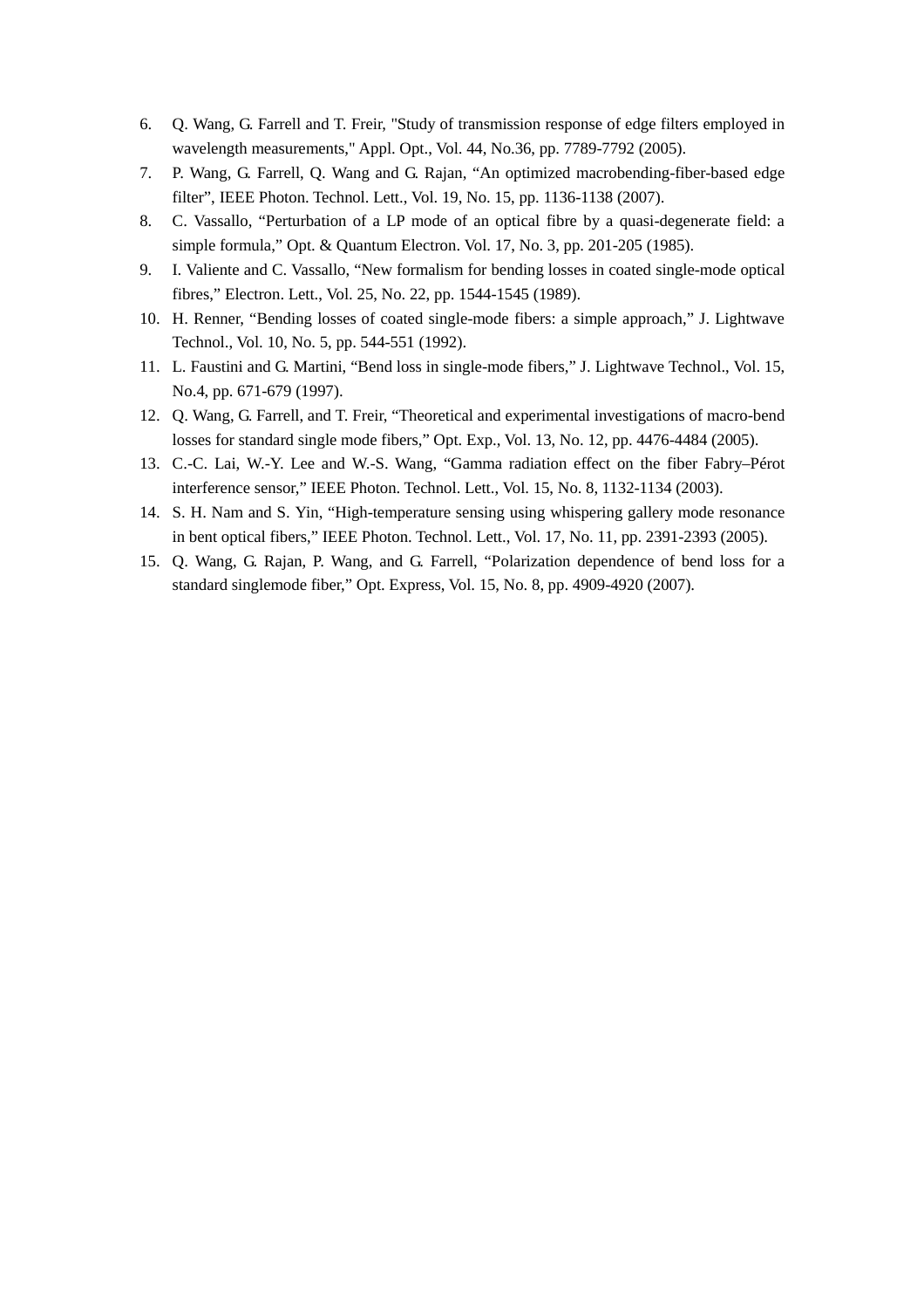6. Q. Wang, G. Farrell and T. Freir, "Study of transmission response of edge filters employed in wavelength measurements," Appl. Opt., Vol. 44, No.36, pp. 7789-7792 (2005).
7. P. Wang, G. Farrell, Q. Wang and G. Rajan, "An optimized macrobending-fiber-based edge filter", IEEE Photon. Technol. Lett., Vol. 19, No. 15, pp. 1136-1138 (2007).
8. C. Vassallo, "Perturbation of a LP mode of an optical fibre by a quasi-degenerate field: a simple formula," Opt. & Quantum Electron. Vol. 17, No. 3, pp. 201-205 (1985).
9. I. Valiente and C. Vassallo, "New formalism for bending losses in coated single-mode optical fibres," Electron. Lett., Vol. 25, No. 22, pp. 1544-1545 (1989).
10. H. Renner, "Bending losses of coated single-mode fibers: a simple approach," J. Lightwave Technol., Vol. 10, No. 5, pp. 544-551 (1992).
11. L. Faustini and G. Martini, "Bend loss in single-mode fibers," J. Lightwave Technol., Vol. 15, No.4, pp. 671-679 (1997).
12. Q. Wang, G. Farrell, and T. Freir, "Theoretical and experimental investigations of macro-bend losses for standard single mode fibers," Opt. Exp., Vol. 13, No. 12, pp. 4476-4484 (2005).
13. C.-C. Lai, W.-Y. Lee and W.-S. Wang, "Gamma radiation effect on the fiber Fabry–Pérot interference sensor," IEEE Photon. Technol. Lett., Vol. 15, No. 8, 1132-1134 (2003).
14. S. H. Nam and S. Yin, "High-temperature sensing using whispering gallery mode resonance in bent optical fibers," IEEE Photon. Technol. Lett., Vol. 17, No. 11, pp. 2391-2393 (2005).
15. Q. Wang, G. Rajan, P. Wang, and G. Farrell, "Polarization dependence of bend loss for a standard singlemode fiber," Opt. Express, Vol. 15, No. 8, pp. 4909-4920 (2007).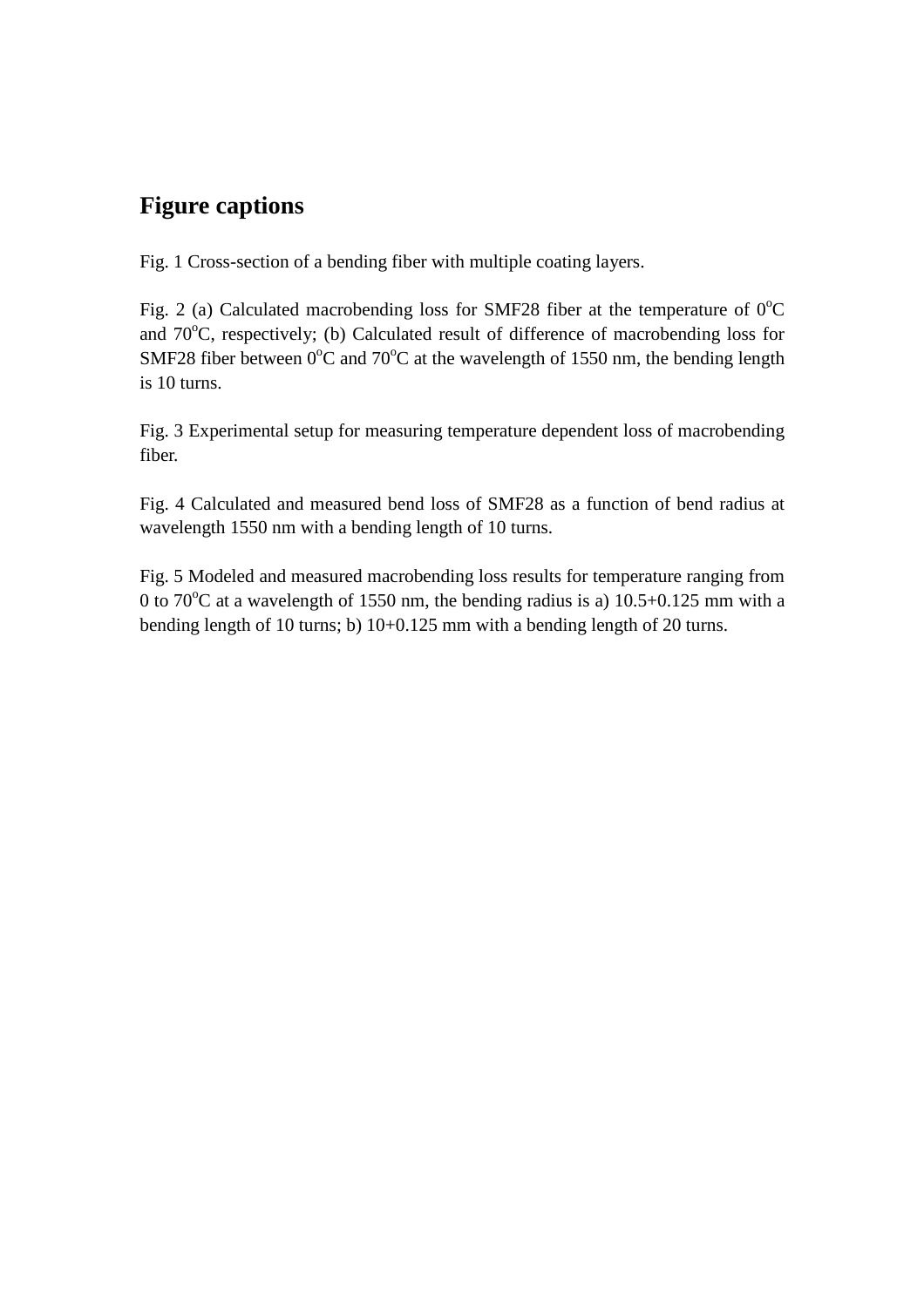# Figure captions

Fig. 1 Cross-section of a bending fiber with multiple coating layers.

Fig. 2 (a) Calculated macrobending loss for SMF28 fiber at the temperature of $0^{o}$C and $70^{o}$C, respectively; (b) Calculated result of difference of macrobending loss for SMF28 fiber between $0^{o}$C and $70^{o}$C at the wavelength of 1550 nm, the bending length is 10 turns.

Fig. 3 Experimental setup for measuring temperature dependent loss of macrobending fiber.

Fig. 4 Calculated and measured bend loss of SMF28 as a function of bend radius at wavelength 1550 nm with a bending length of 10 turns.

Fig. 5 Modeled and measured macrobending loss results for temperature ranging from 0 to $70^{o}$C at a wavelength of 1550 nm, the bending radius is a) 10.5+0.125 mm with a bending length of 10 turns; b) 10+0.125 mm with a bending length of 20 turns.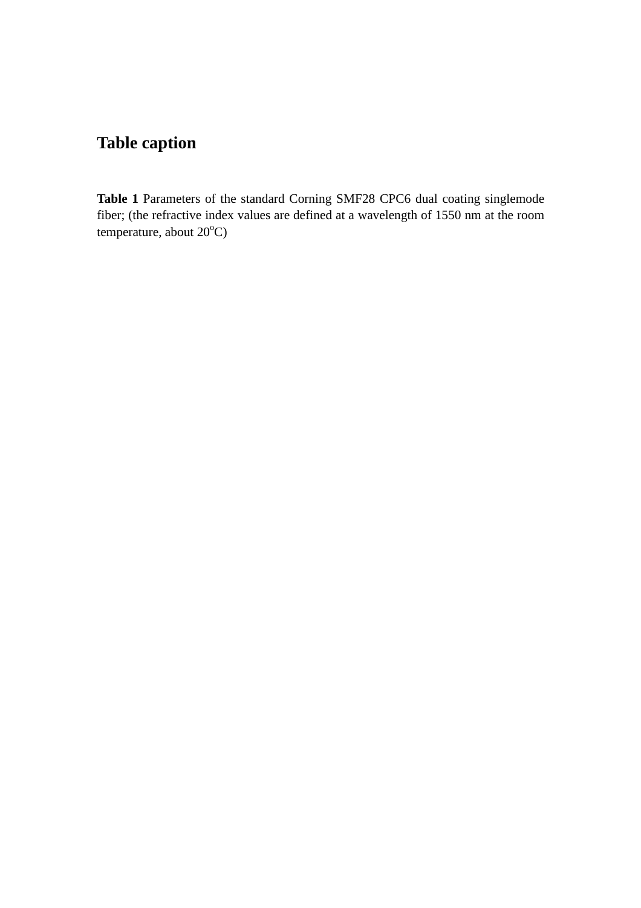# Table caption

**Table 1** Parameters of the standard Corning SMF28 CPC6 dual coating singlemode fiber; (the refractive index values are defined at a wavelength of 1550 nm at the room temperature, about $20^{o}$C)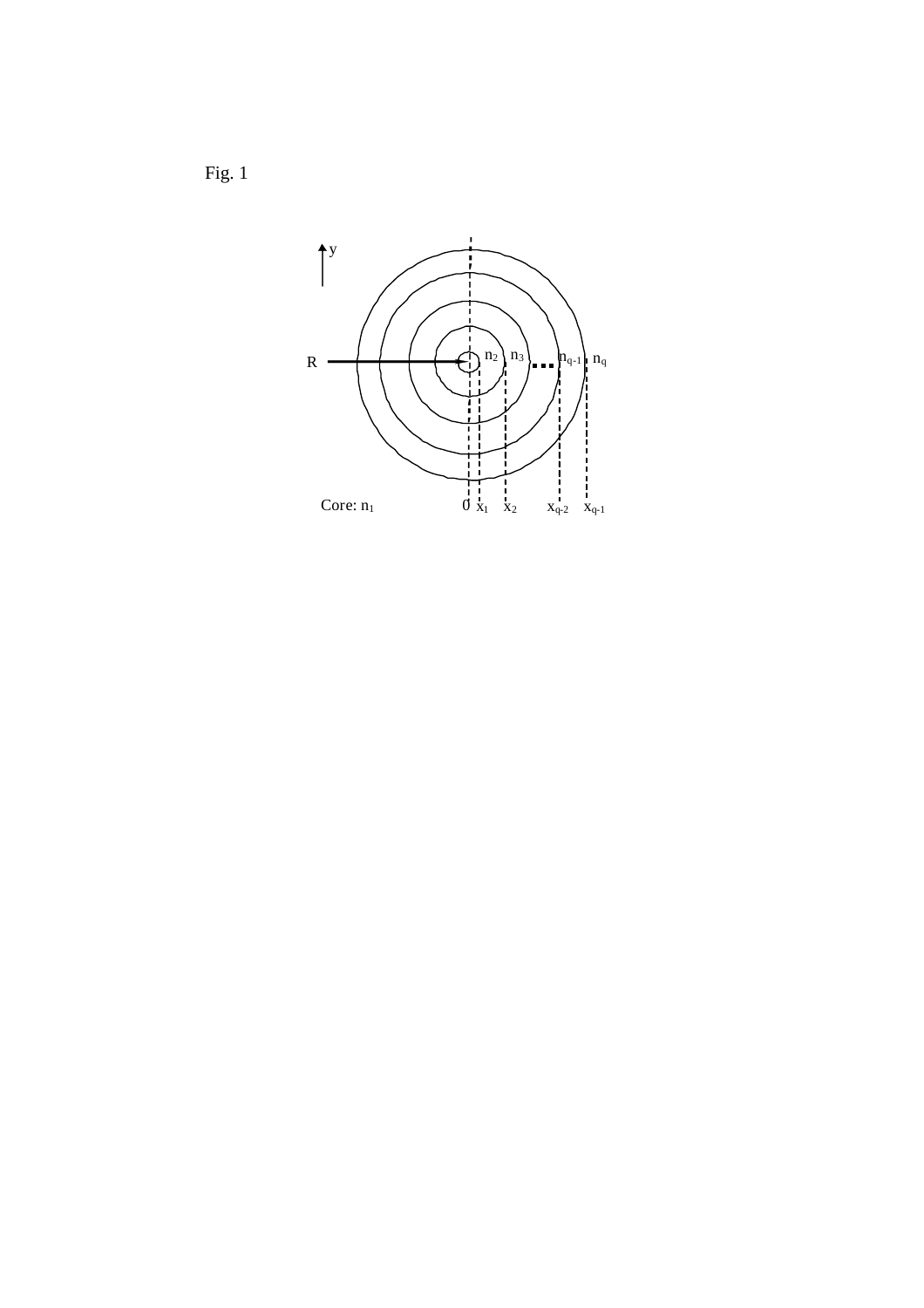Fig. 1

y

R

$n_2$ $n_3$ $n_{q-1}$ $n_q$

Core: $n_1$ 0 $x_1$ $x_2$ $x_{q-2}$ $x_{q-1}$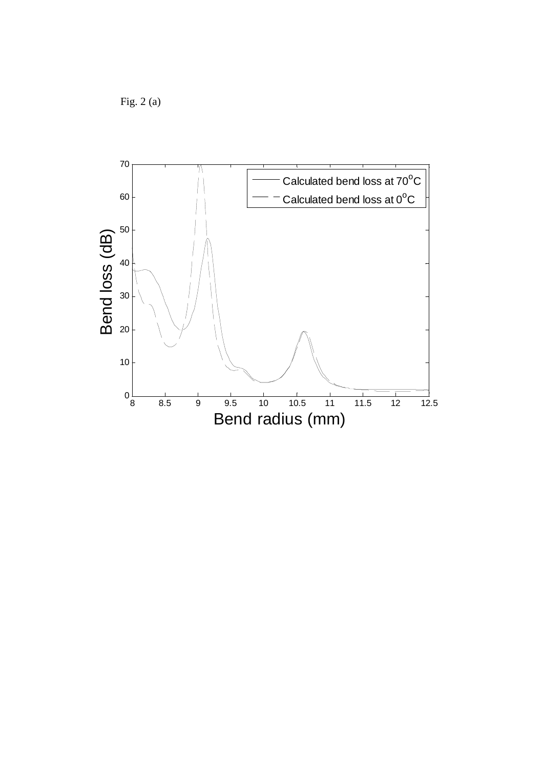Fig. 2 (a)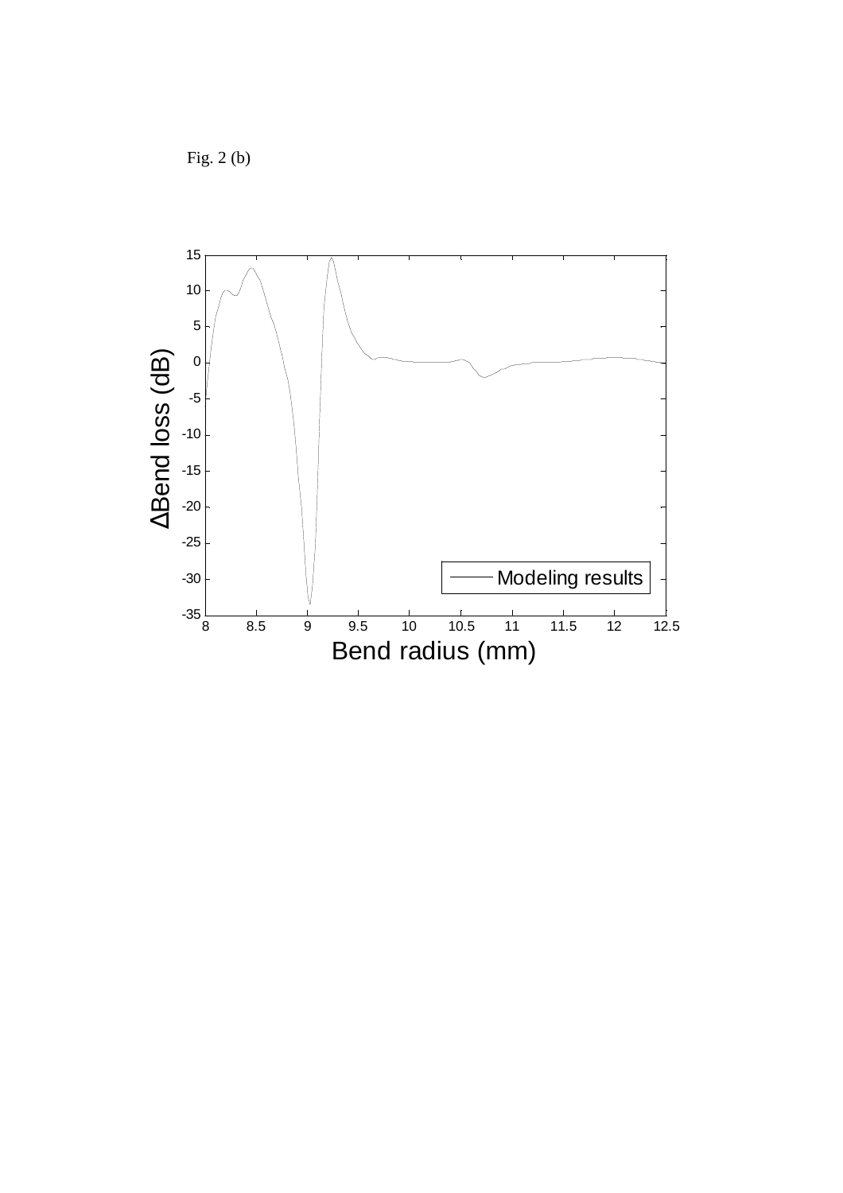Fig. 2 (b)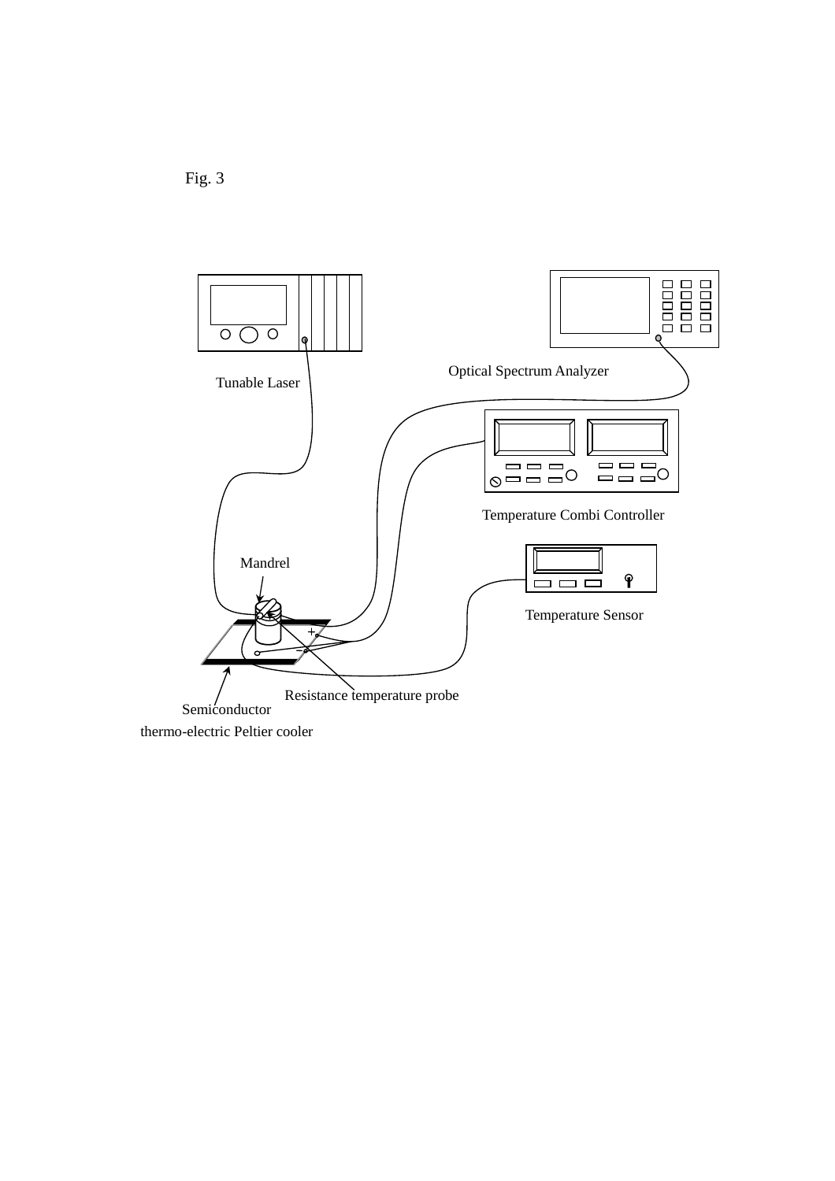Fig. 3

Tunable Laser

Optical Spectrum Analyzer

Temperature Combi Controller

Mandrel

Temperature Sensor

Resistance temperature probe

Semiconductor thermo-electric Peltier cooler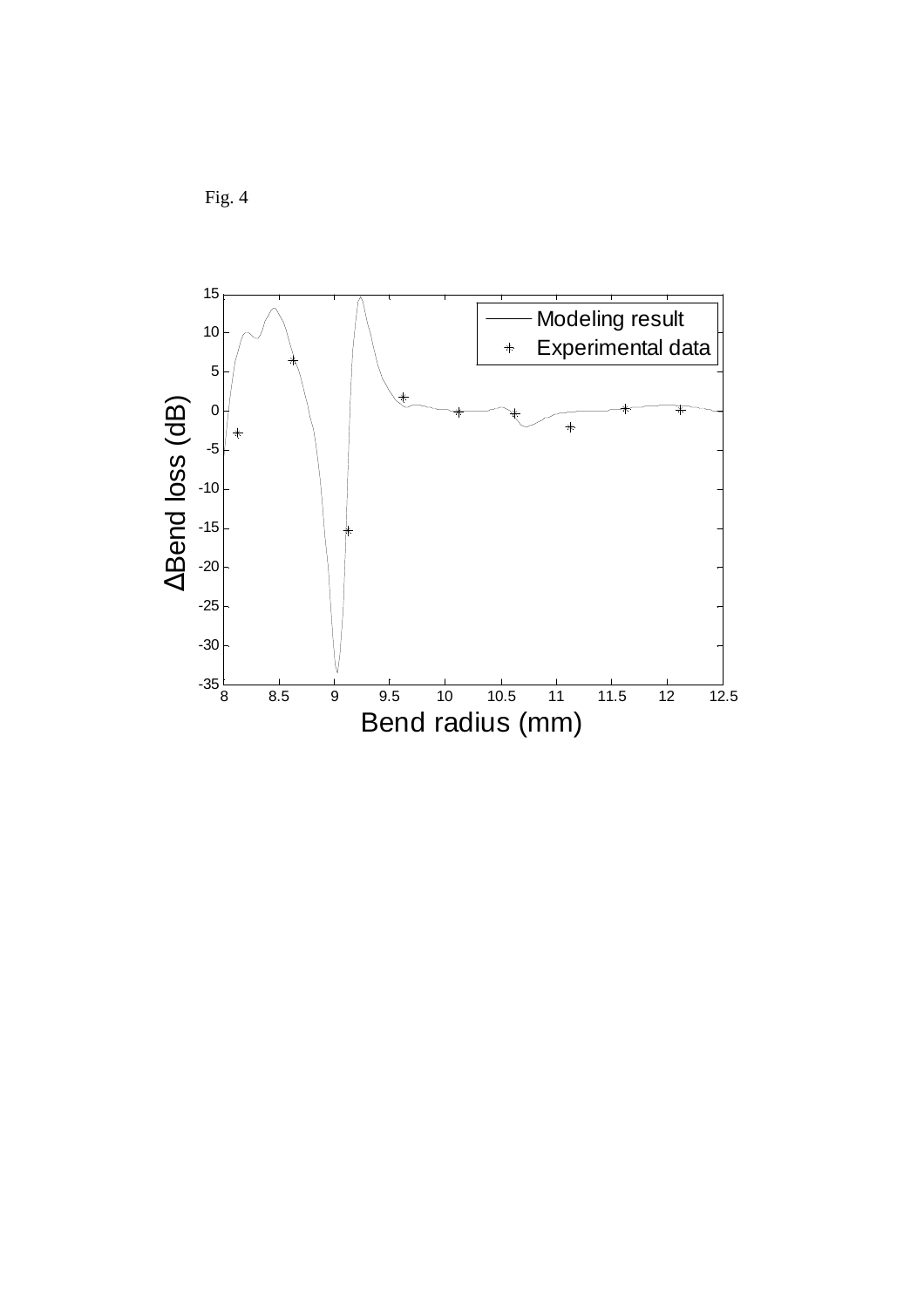Fig. 4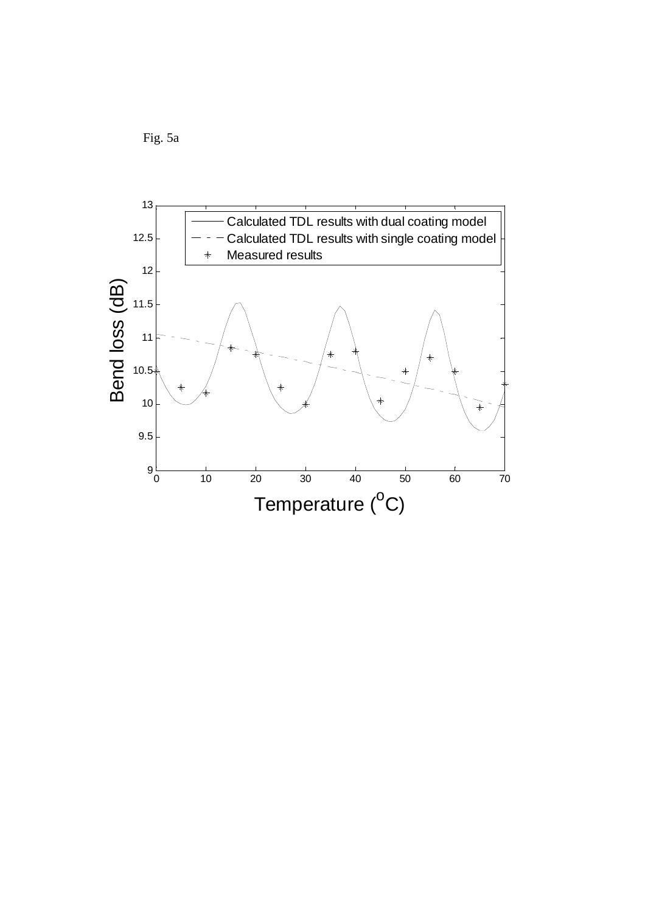Fig. 5a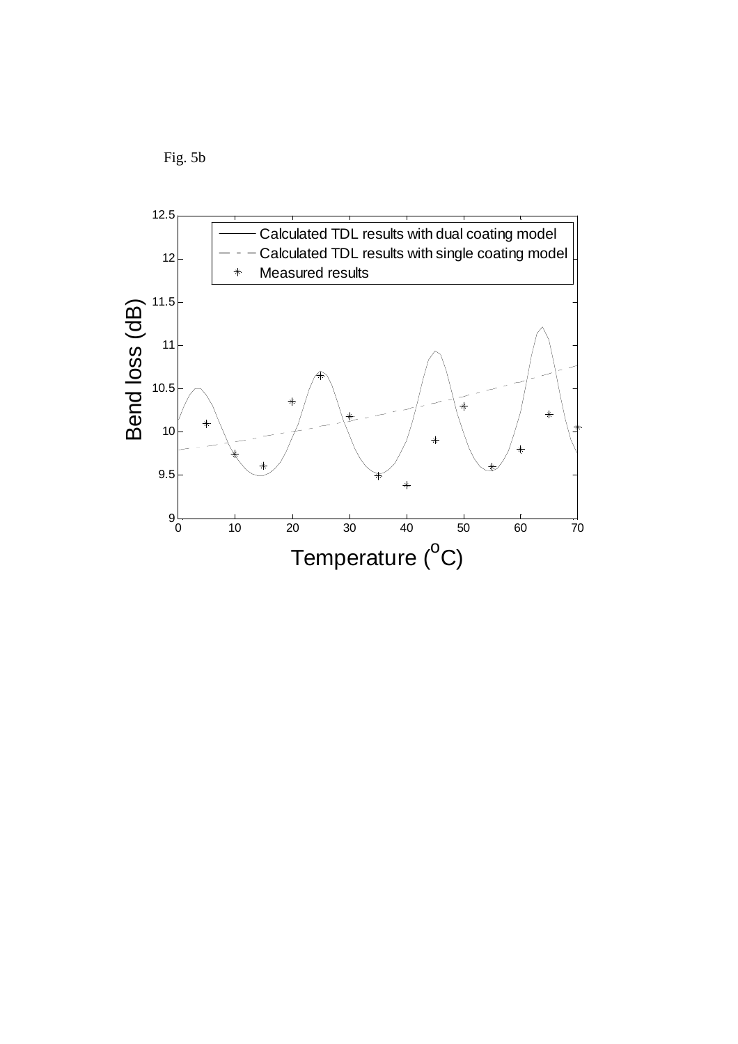Fig. 5b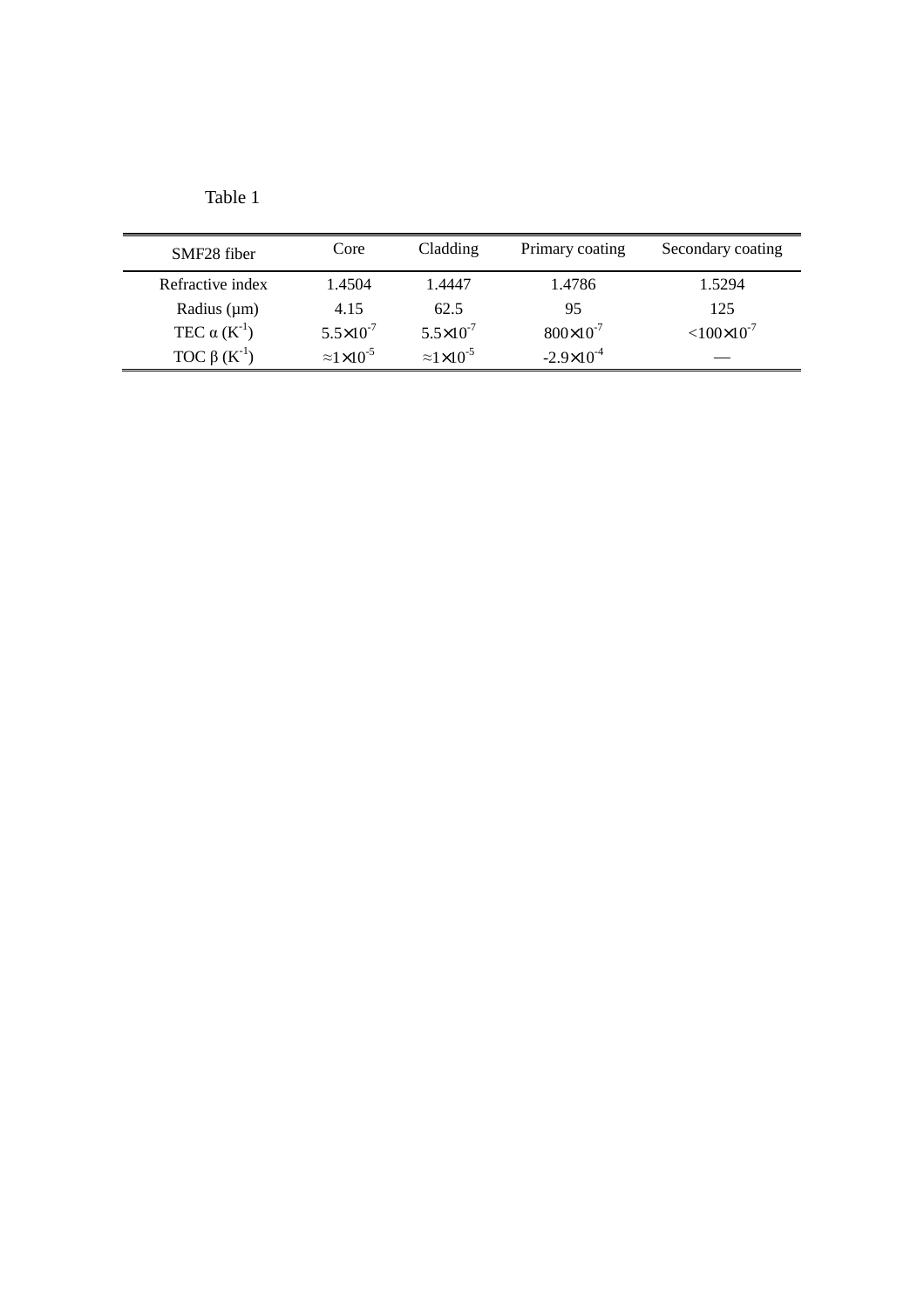Table 1

| SMF28 fiber | Core | Cladding | Primary coating | Secondary coating |
|---|---|---|---|---|
| Refractive index | 1.4504 | 1.4447 | 1.4786 | 1.5294 |
| Radius (μm) | 4.15 | 62.5 | 95 | 125 |
| TEC α ($K^{-1}$) | $5.5\times10^{-7}$ | $5.5\times10^{-7}$ | $800\times10^{-7}$ | $<100\times10^{-7}$ |
| TOC β ($K^{-1}$) | $\approx1\times10^{-5}$ | $\approx1\times10^{-5}$ | $-2.9\times10^{-4}$ | — |